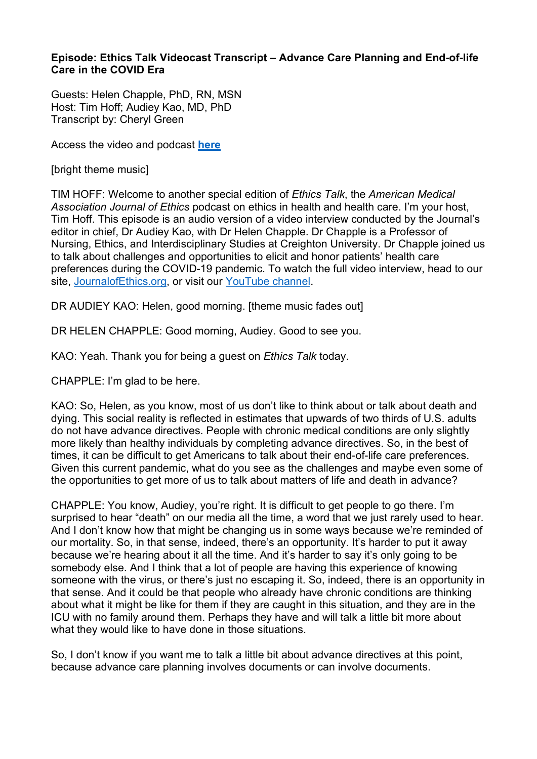**Episode: Ethics Talk Videocast Transcript – Advance Care Planning and End-of-life Care in the COVID Era**

Guests: Helen Chapple, PhD, RN, MSN
Host: Tim Hoff; Audiey Kao, MD, PhD
Transcript by: Cheryl Green

Access the video and podcast **[here]()**

[bright theme music]

TIM HOFF: Welcome to another special edition of *Ethics Talk*, the *American Medical Association Journal of Ethics* podcast on ethics in health and health care. I'm your host, Tim Hoff. This episode is an audio version of a video interview conducted by the Journal's editor in chief, Dr Audiey Kao, with Dr Helen Chapple. Dr Chapple is a Professor of Nursing, Ethics, and Interdisciplinary Studies at Creighton University. Dr Chapple joined us to talk about challenges and opportunities to elicit and honor patients' health care preferences during the COVID-19 pandemic. To watch the full video interview, head to our site, [JournalofEthics.org](), or visit our [YouTube channel]().

DR AUDIEY KAO: Helen, good morning. [theme music fades out]

DR HELEN CHAPPLE: Good morning, Audiey. Good to see you.

KAO: Yeah. Thank you for being a guest on *Ethics Talk* today.

CHAPPLE: I'm glad to be here.

KAO: So, Helen, as you know, most of us don't like to think about or talk about death and dying. This social reality is reflected in estimates that upwards of two thirds of U.S. adults do not have advance directives. People with chronic medical conditions are only slightly more likely than healthy individuals by completing advance directives. So, in the best of times, it can be difficult to get Americans to talk about their end-of-life care preferences. Given this current pandemic, what do you see as the challenges and maybe even some of the opportunities to get more of us to talk about matters of life and death in advance?

CHAPPLE: You know, Audiey, you're right. It is difficult to get people to go there. I'm surprised to hear "death" on our media all the time, a word that we just rarely used to hear. And I don't know how that might be changing us in some ways because we're reminded of our mortality. So, in that sense, indeed, there's an opportunity. It's harder to put it away because we're hearing about it all the time. And it's harder to say it's only going to be somebody else. And I think that a lot of people are having this experience of knowing someone with the virus, or there's just no escaping it. So, indeed, there is an opportunity in that sense. And it could be that people who already have chronic conditions are thinking about what it might be like for them if they are caught in this situation, and they are in the ICU with no family around them. Perhaps they have and will talk a little bit more about what they would like to have done in those situations.

So, I don't know if you want me to talk a little bit about advance directives at this point, because advance care planning involves documents or can involve documents.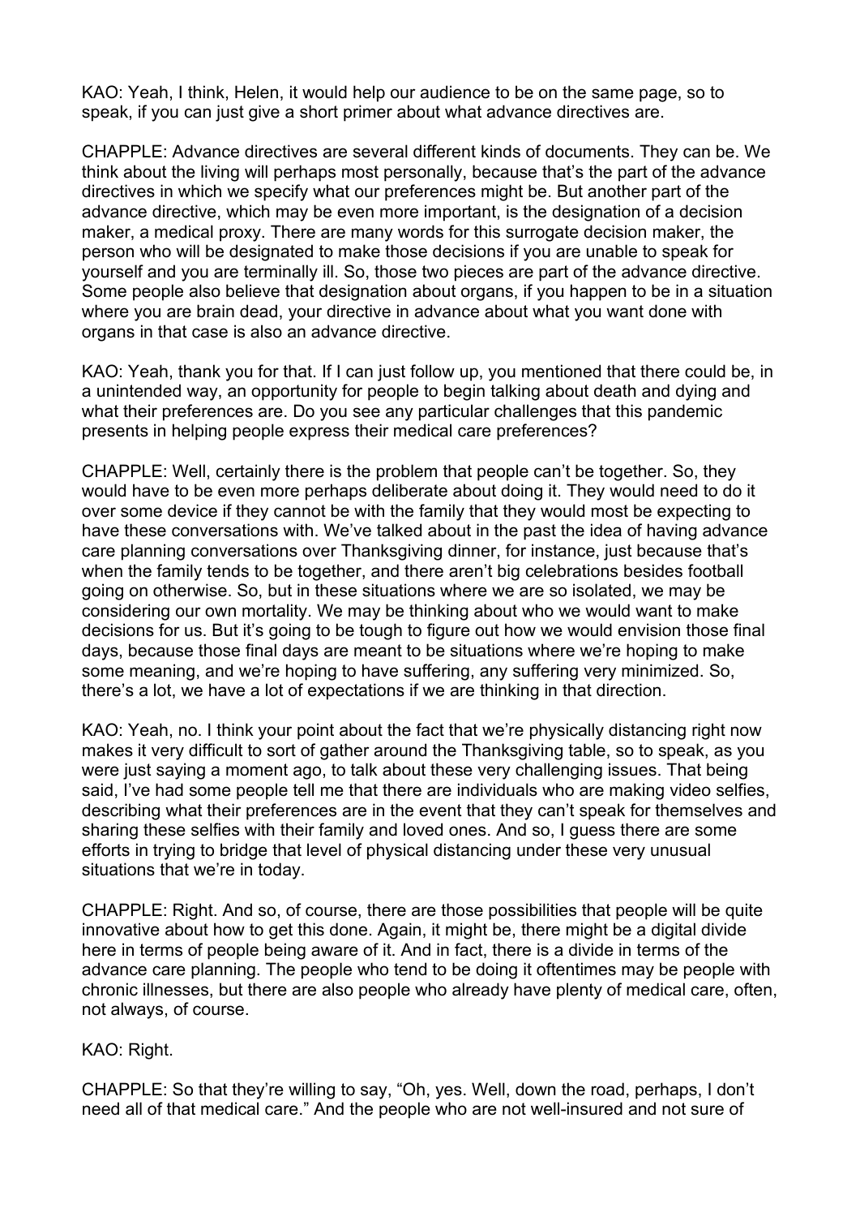KAO: Yeah, I think, Helen, it would help our audience to be on the same page, so to speak, if you can just give a short primer about what advance directives are.

CHAPPLE: Advance directives are several different kinds of documents. They can be. We think about the living will perhaps most personally, because that's the part of the advance directives in which we specify what our preferences might be. But another part of the advance directive, which may be even more important, is the designation of a decision maker, a medical proxy. There are many words for this surrogate decision maker, the person who will be designated to make those decisions if you are unable to speak for yourself and you are terminally ill. So, those two pieces are part of the advance directive. Some people also believe that designation about organs, if you happen to be in a situation where you are brain dead, your directive in advance about what you want done with organs in that case is also an advance directive.

KAO: Yeah, thank you for that. If I can just follow up, you mentioned that there could be, in a unintended way, an opportunity for people to begin talking about death and dying and what their preferences are. Do you see any particular challenges that this pandemic presents in helping people express their medical care preferences?

CHAPPLE: Well, certainly there is the problem that people can't be together. So, they would have to be even more perhaps deliberate about doing it. They would need to do it over some device if they cannot be with the family that they would most be expecting to have these conversations with. We've talked about in the past the idea of having advance care planning conversations over Thanksgiving dinner, for instance, just because that's when the family tends to be together, and there aren't big celebrations besides football going on otherwise. So, but in these situations where we are so isolated, we may be considering our own mortality. We may be thinking about who we would want to make decisions for us. But it's going to be tough to figure out how we would envision those final days, because those final days are meant to be situations where we're hoping to make some meaning, and we're hoping to have suffering, any suffering very minimized. So, there's a lot, we have a lot of expectations if we are thinking in that direction.

KAO: Yeah, no. I think your point about the fact that we're physically distancing right now makes it very difficult to sort of gather around the Thanksgiving table, so to speak, as you were just saying a moment ago, to talk about these very challenging issues. That being said, I've had some people tell me that there are individuals who are making video selfies, describing what their preferences are in the event that they can't speak for themselves and sharing these selfies with their family and loved ones. And so, I guess there are some efforts in trying to bridge that level of physical distancing under these very unusual situations that we're in today.

CHAPPLE: Right. And so, of course, there are those possibilities that people will be quite innovative about how to get this done. Again, it might be, there might be a digital divide here in terms of people being aware of it. And in fact, there is a divide in terms of the advance care planning. The people who tend to be doing it oftentimes may be people with chronic illnesses, but there are also people who already have plenty of medical care, often, not always, of course.

KAO: Right.

CHAPPLE: So that they're willing to say, "Oh, yes. Well, down the road, perhaps, I don't need all of that medical care." And the people who are not well-insured and not sure of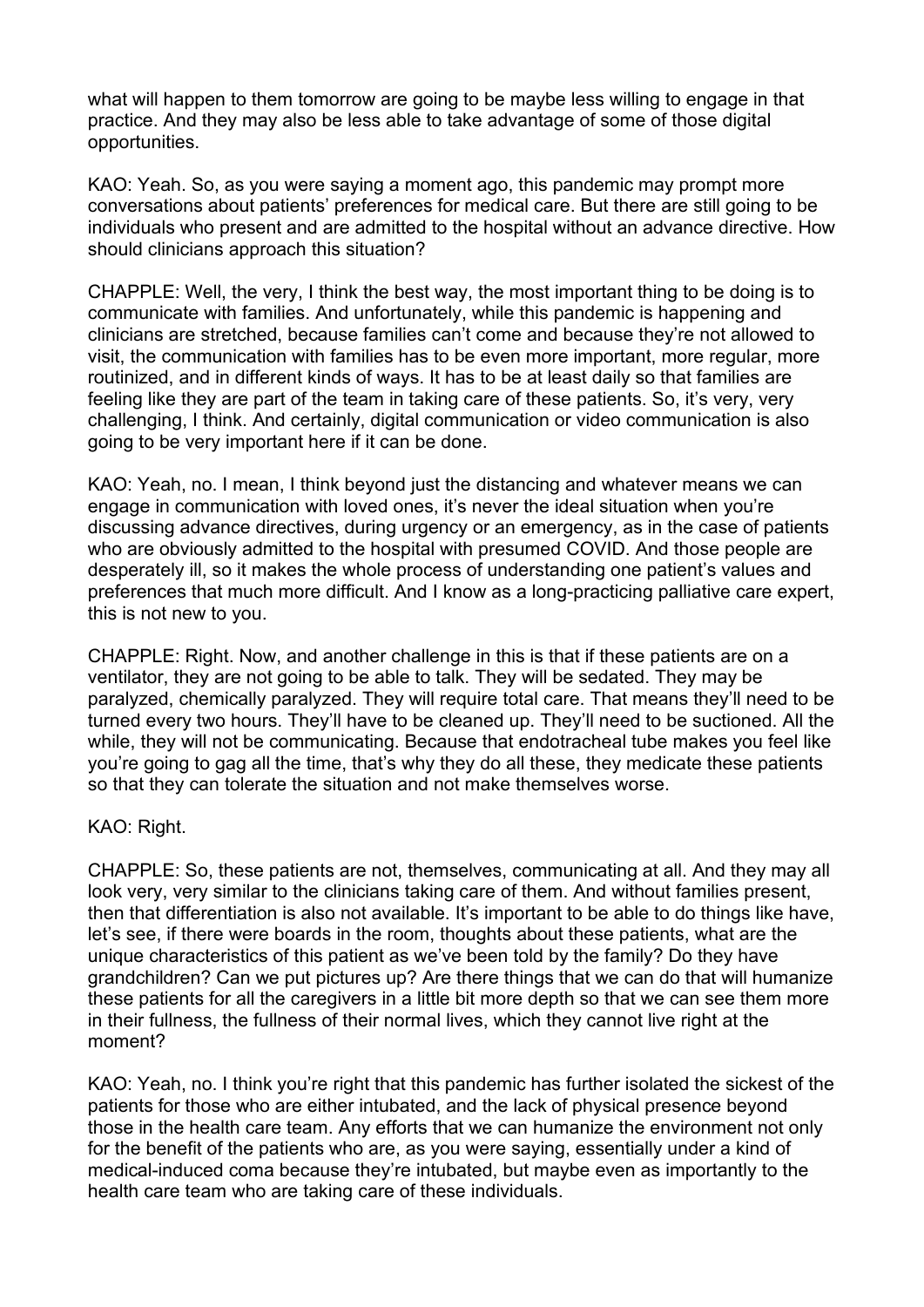what will happen to them tomorrow are going to be maybe less willing to engage in that practice. And they may also be less able to take advantage of some of those digital opportunities.

KAO: Yeah. So, as you were saying a moment ago, this pandemic may prompt more conversations about patients' preferences for medical care. But there are still going to be individuals who present and are admitted to the hospital without an advance directive. How should clinicians approach this situation?

CHAPPLE: Well, the very, I think the best way, the most important thing to be doing is to communicate with families. And unfortunately, while this pandemic is happening and clinicians are stretched, because families can't come and because they're not allowed to visit, the communication with families has to be even more important, more regular, more routinized, and in different kinds of ways. It has to be at least daily so that families are feeling like they are part of the team in taking care of these patients. So, it's very, very challenging, I think. And certainly, digital communication or video communication is also going to be very important here if it can be done.

KAO: Yeah, no. I mean, I think beyond just the distancing and whatever means we can engage in communication with loved ones, it's never the ideal situation when you're discussing advance directives, during urgency or an emergency, as in the case of patients who are obviously admitted to the hospital with presumed COVID. And those people are desperately ill, so it makes the whole process of understanding one patient's values and preferences that much more difficult. And I know as a long-practicing palliative care expert, this is not new to you.

CHAPPLE: Right. Now, and another challenge in this is that if these patients are on a ventilator, they are not going to be able to talk. They will be sedated. They may be paralyzed, chemically paralyzed. They will require total care. That means they'll need to be turned every two hours. They'll have to be cleaned up. They'll need to be suctioned. All the while, they will not be communicating. Because that endotracheal tube makes you feel like you're going to gag all the time, that's why they do all these, they medicate these patients so that they can tolerate the situation and not make themselves worse.

KAO: Right.

CHAPPLE: So, these patients are not, themselves, communicating at all. And they may all look very, very similar to the clinicians taking care of them. And without families present, then that differentiation is also not available. It's important to be able to do things like have, let's see, if there were boards in the room, thoughts about these patients, what are the unique characteristics of this patient as we've been told by the family? Do they have grandchildren? Can we put pictures up? Are there things that we can do that will humanize these patients for all the caregivers in a little bit more depth so that we can see them more in their fullness, the fullness of their normal lives, which they cannot live right at the moment?

KAO: Yeah, no. I think you're right that this pandemic has further isolated the sickest of the patients for those who are either intubated, and the lack of physical presence beyond those in the health care team. Any efforts that we can humanize the environment not only for the benefit of the patients who are, as you were saying, essentially under a kind of medical-induced coma because they're intubated, but maybe even as importantly to the health care team who are taking care of these individuals.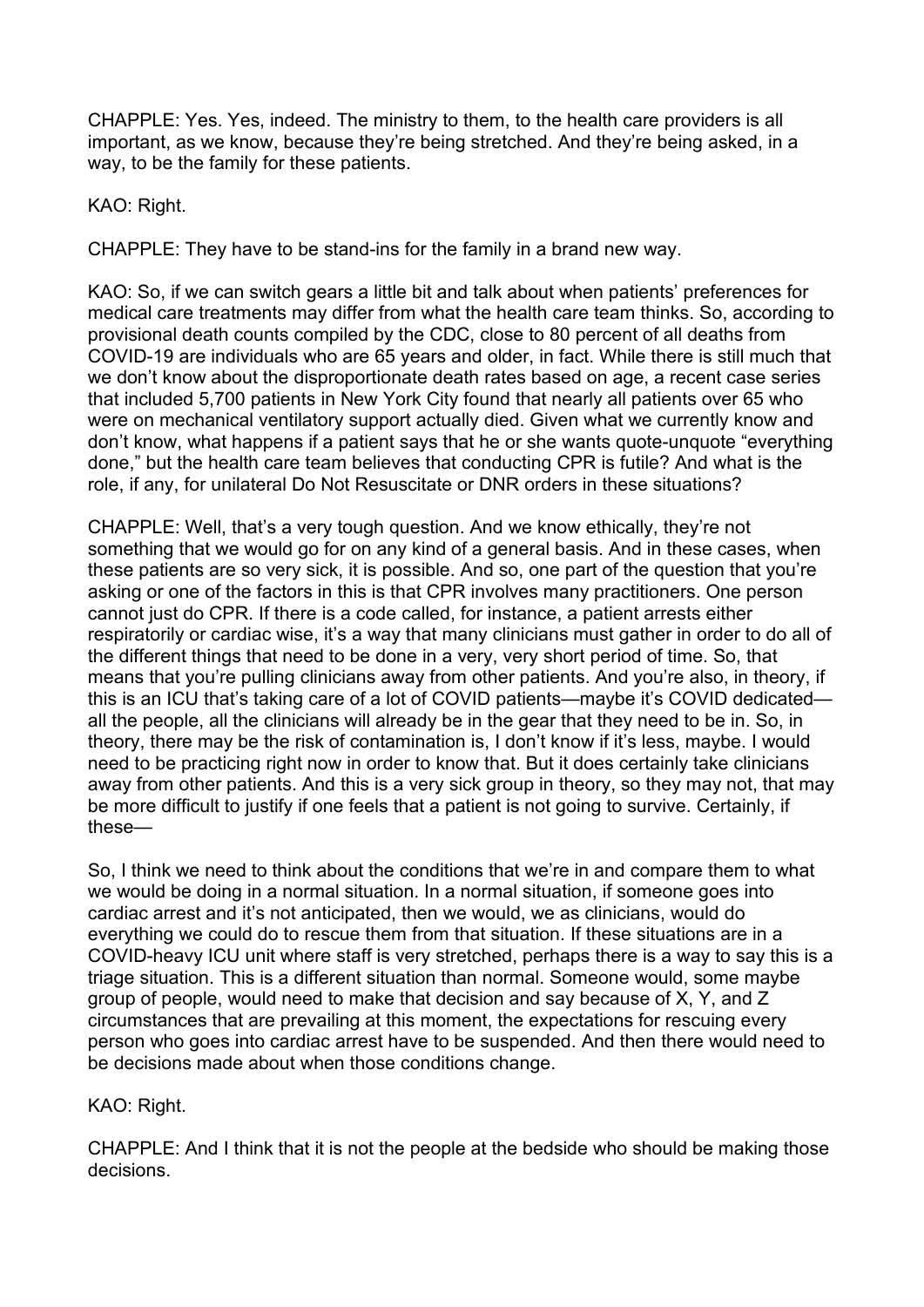CHAPPLE: Yes. Yes, indeed. The ministry to them, to the health care providers is all important, as we know, because they're being stretched. And they're being asked, in a way, to be the family for these patients.

KAO: Right.

CHAPPLE: They have to be stand-ins for the family in a brand new way.

KAO: So, if we can switch gears a little bit and talk about when patients' preferences for medical care treatments may differ from what the health care team thinks. So, according to provisional death counts compiled by the CDC, close to 80 percent of all deaths from COVID-19 are individuals who are 65 years and older, in fact. While there is still much that we don't know about the disproportionate death rates based on age, a recent case series that included 5,700 patients in New York City found that nearly all patients over 65 who were on mechanical ventilatory support actually died. Given what we currently know and don't know, what happens if a patient says that he or she wants quote-unquote "everything done," but the health care team believes that conducting CPR is futile? And what is the role, if any, for unilateral Do Not Resuscitate or DNR orders in these situations?

CHAPPLE: Well, that's a very tough question. And we know ethically, they're not something that we would go for on any kind of a general basis. And in these cases, when these patients are so very sick, it is possible. And so, one part of the question that you're asking or one of the factors in this is that CPR involves many practitioners. One person cannot just do CPR. If there is a code called, for instance, a patient arrests either respiratorily or cardiac wise, it's a way that many clinicians must gather in order to do all of the different things that need to be done in a very, very short period of time. So, that means that you're pulling clinicians away from other patients. And you're also, in theory, if this is an ICU that's taking care of a lot of COVID patients—maybe it's COVID dedicated—all the people, all the clinicians will already be in the gear that they need to be in. So, in theory, there may be the risk of contamination is, I don't know if it's less, maybe. I would need to be practicing right now in order to know that. But it does certainly take clinicians away from other patients. And this is a very sick group in theory, so they may not, that may be more difficult to justify if one feels that a patient is not going to survive. Certainly, if these—

So, I think we need to think about the conditions that we're in and compare them to what we would be doing in a normal situation. In a normal situation, if someone goes into cardiac arrest and it's not anticipated, then we would, we as clinicians, would do everything we could do to rescue them from that situation. If these situations are in a COVID-heavy ICU unit where staff is very stretched, perhaps there is a way to say this is a triage situation. This is a different situation than normal. Someone would, some maybe group of people, would need to make that decision and say because of X, Y, and Z circumstances that are prevailing at this moment, the expectations for rescuing every person who goes into cardiac arrest have to be suspended. And then there would need to be decisions made about when those conditions change.

KAO: Right.

CHAPPLE: And I think that it is not the people at the bedside who should be making those decisions.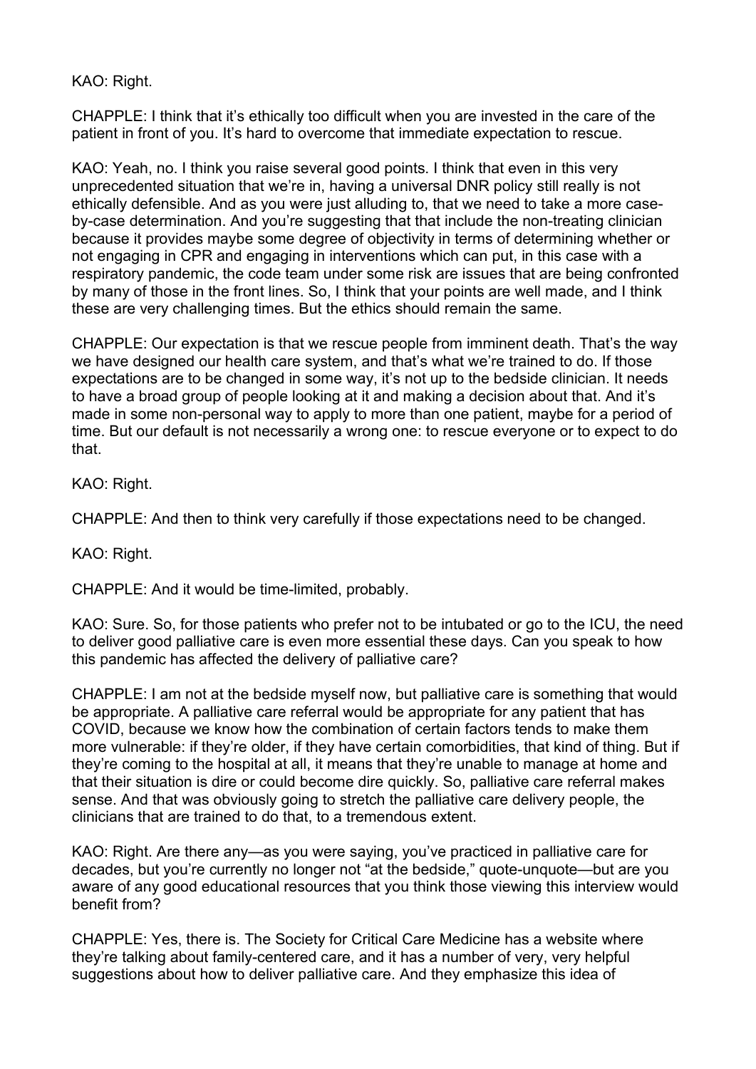KAO: Right.

CHAPPLE: I think that it's ethically too difficult when you are invested in the care of the patient in front of you. It's hard to overcome that immediate expectation to rescue.

KAO: Yeah, no. I think you raise several good points. I think that even in this very unprecedented situation that we're in, having a universal DNR policy still really is not ethically defensible. And as you were just alluding to, that we need to take a more case-by-case determination. And you're suggesting that that include the non-treating clinician because it provides maybe some degree of objectivity in terms of determining whether or not engaging in CPR and engaging in interventions which can put, in this case with a respiratory pandemic, the code team under some risk are issues that are being confronted by many of those in the front lines. So, I think that your points are well made, and I think these are very challenging times. But the ethics should remain the same.

CHAPPLE: Our expectation is that we rescue people from imminent death. That's the way we have designed our health care system, and that's what we're trained to do. If those expectations are to be changed in some way, it's not up to the bedside clinician. It needs to have a broad group of people looking at it and making a decision about that. And it's made in some non-personal way to apply to more than one patient, maybe for a period of time. But our default is not necessarily a wrong one: to rescue everyone or to expect to do that.

KAO: Right.

CHAPPLE: And then to think very carefully if those expectations need to be changed.

KAO: Right.

CHAPPLE: And it would be time-limited, probably.

KAO: Sure. So, for those patients who prefer not to be intubated or go to the ICU, the need to deliver good palliative care is even more essential these days. Can you speak to how this pandemic has affected the delivery of palliative care?

CHAPPLE: I am not at the bedside myself now, but palliative care is something that would be appropriate. A palliative care referral would be appropriate for any patient that has COVID, because we know how the combination of certain factors tends to make them more vulnerable: if they're older, if they have certain comorbidities, that kind of thing. But if they're coming to the hospital at all, it means that they're unable to manage at home and that their situation is dire or could become dire quickly. So, palliative care referral makes sense. And that was obviously going to stretch the palliative care delivery people, the clinicians that are trained to do that, to a tremendous extent.

KAO: Right. Are there any—as you were saying, you've practiced in palliative care for decades, but you're currently no longer not "at the bedside," quote-unquote—but are you aware of any good educational resources that you think those viewing this interview would benefit from?

CHAPPLE: Yes, there is. The Society for Critical Care Medicine has a website where they're talking about family-centered care, and it has a number of very, very helpful suggestions about how to deliver palliative care. And they emphasize this idea of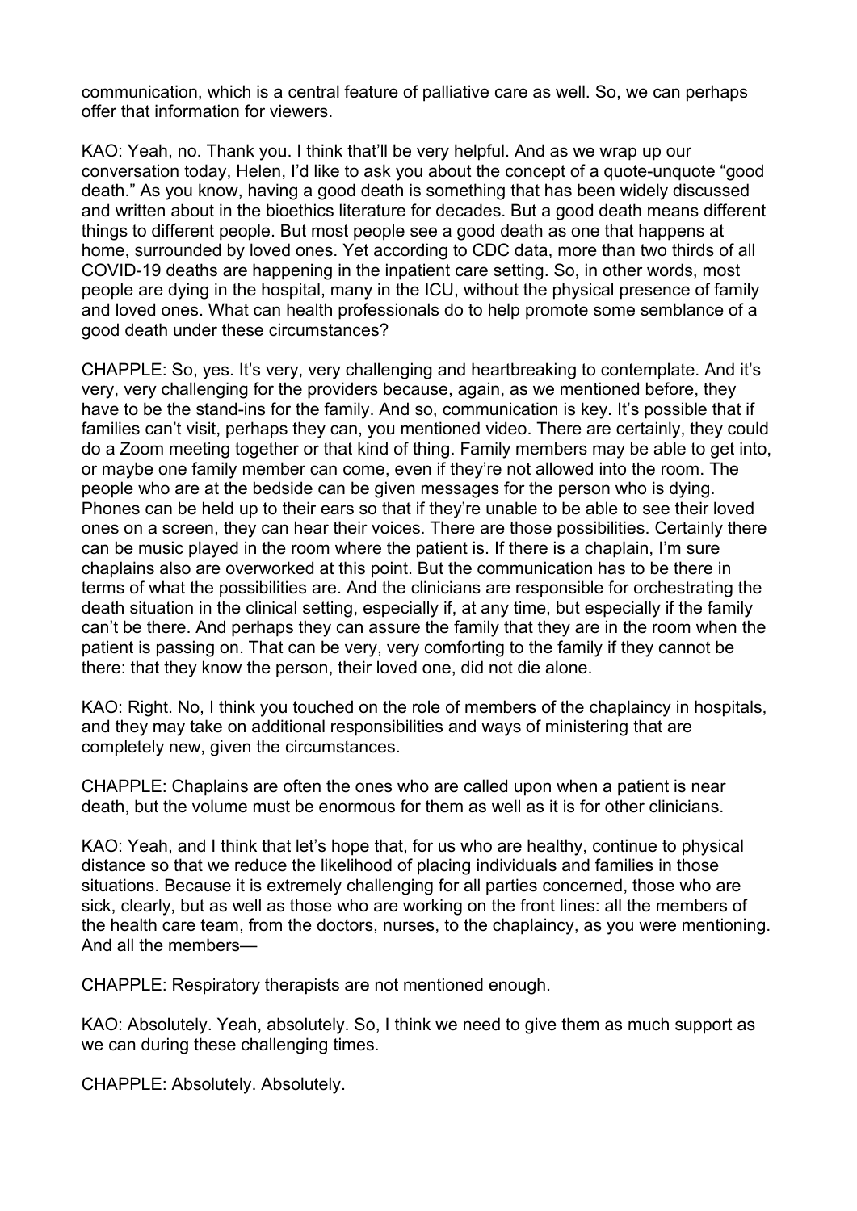communication, which is a central feature of palliative care as well. So, we can perhaps offer that information for viewers.

KAO: Yeah, no. Thank you. I think that'll be very helpful. And as we wrap up our conversation today, Helen, I'd like to ask you about the concept of a quote-unquote "good death." As you know, having a good death is something that has been widely discussed and written about in the bioethics literature for decades. But a good death means different things to different people. But most people see a good death as one that happens at home, surrounded by loved ones. Yet according to CDC data, more than two thirds of all COVID-19 deaths are happening in the inpatient care setting. So, in other words, most people are dying in the hospital, many in the ICU, without the physical presence of family and loved ones. What can health professionals do to help promote some semblance of a good death under these circumstances?

CHAPPLE: So, yes. It's very, very challenging and heartbreaking to contemplate. And it's very, very challenging for the providers because, again, as we mentioned before, they have to be the stand-ins for the family. And so, communication is key. It's possible that if families can't visit, perhaps they can, you mentioned video. There are certainly, they could do a Zoom meeting together or that kind of thing. Family members may be able to get into, or maybe one family member can come, even if they're not allowed into the room. The people who are at the bedside can be given messages for the person who is dying. Phones can be held up to their ears so that if they're unable to be able to see their loved ones on a screen, they can hear their voices. There are those possibilities. Certainly there can be music played in the room where the patient is. If there is a chaplain, I'm sure chaplains also are overworked at this point. But the communication has to be there in terms of what the possibilities are. And the clinicians are responsible for orchestrating the death situation in the clinical setting, especially if, at any time, but especially if the family can't be there. And perhaps they can assure the family that they are in the room when the patient is passing on. That can be very, very comforting to the family if they cannot be there: that they know the person, their loved one, did not die alone.

KAO: Right. No, I think you touched on the role of members of the chaplaincy in hospitals, and they may take on additional responsibilities and ways of ministering that are completely new, given the circumstances.

CHAPPLE: Chaplains are often the ones who are called upon when a patient is near death, but the volume must be enormous for them as well as it is for other clinicians.

KAO: Yeah, and I think that let's hope that, for us who are healthy, continue to physical distance so that we reduce the likelihood of placing individuals and families in those situations. Because it is extremely challenging for all parties concerned, those who are sick, clearly, but as well as those who are working on the front lines: all the members of the health care team, from the doctors, nurses, to the chaplaincy, as you were mentioning. And all the members—

CHAPPLE: Respiratory therapists are not mentioned enough.

KAO: Absolutely. Yeah, absolutely. So, I think we need to give them as much support as we can during these challenging times.

CHAPPLE: Absolutely. Absolutely.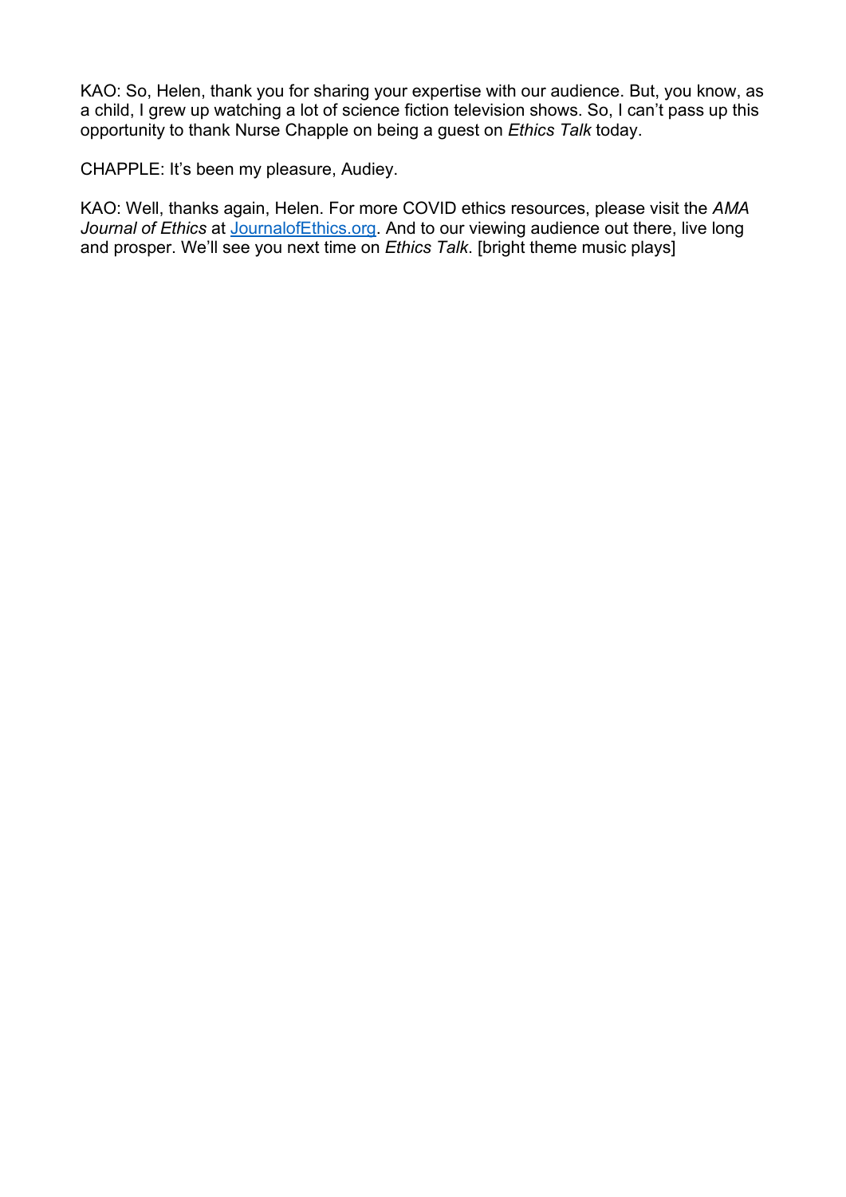KAO: So, Helen, thank you for sharing your expertise with our audience. But, you know, as a child, I grew up watching a lot of science fiction television shows. So, I can't pass up this opportunity to thank Nurse Chapple on being a guest on *Ethics Talk* today.

CHAPPLE: It's been my pleasure, Audiey.

KAO: Well, thanks again, Helen. For more COVID ethics resources, please visit the *AMA Journal of Ethics* at [JournalofEthics.org](https://JournalofEthics.org). And to our viewing audience out there, live long and prosper. We'll see you next time on *Ethics Talk*. [bright theme music plays]